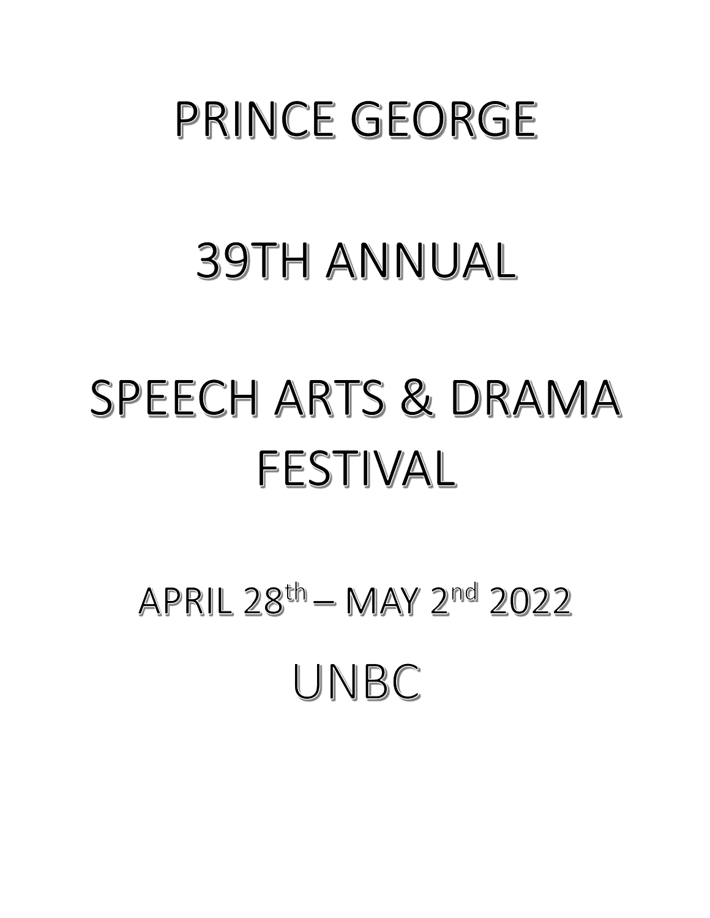# PRINCE GEORGE

# 39TH ANNUAL

# SPEECH ARTS & DRAMA FESTIVAL

## APRIL 28th – MAY 2nd 2022

## UNBC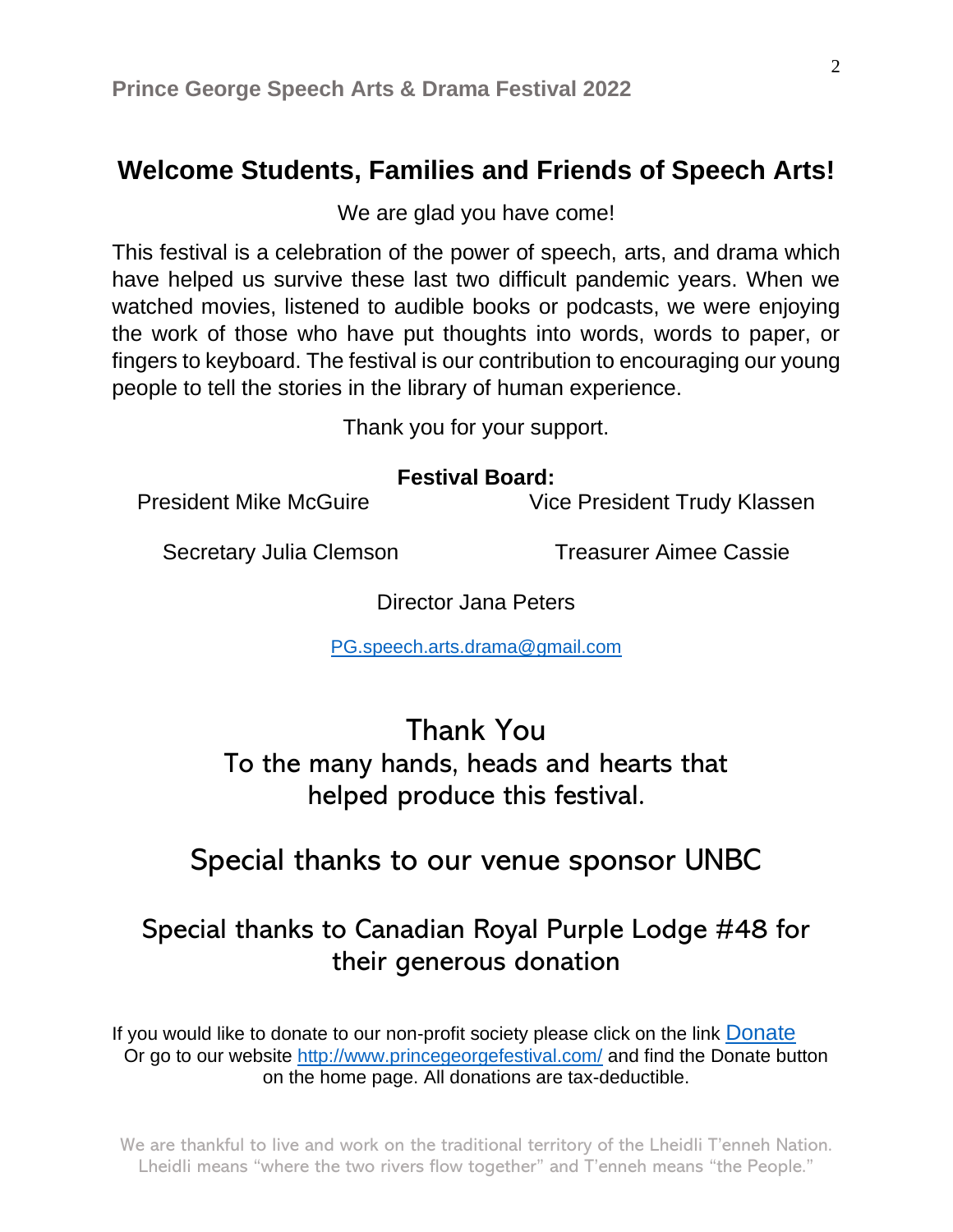## Welcome Students, Families and Friends of Speech Arts!

We are glad you have come!

This festival is a celebration of the power of speech, arts, and drama which have helped us survive these last two difficult pandemic years. When we watched movies, listened to audible books or podcasts, we were enjoying the work of those who have put thoughts into words, words to paper, or fingers to keyboard. The festival is our contribution to encouraging our young people to tell the stories in the library of human experience.

Thank you for your support.

**Festival Board:**

President Mike McGuire

Vice President Trudy Klassen

Secretary Julia Clemson

Treasurer Aimee Cassie

Director Jana Peters

PG.speech.arts.drama@gmail.com

Thank You
To the many hands, heads and hearts that helped produce this festival.

Special thanks to our venue sponsor UNBC

Special thanks to Canadian Royal Purple Lodge #48 for their generous donation

If you would like to donate to our non-profit society please click on the link Donate
Or go to our website http://www.princegeorgefestival.com/ and find the Donate button on the home page. All donations are tax-deductible.

We are thankful to live and work on the traditional territory of the Lheidli T'enneh Nation. Lheidli means "where the two rivers flow together" and T'enneh means "the People."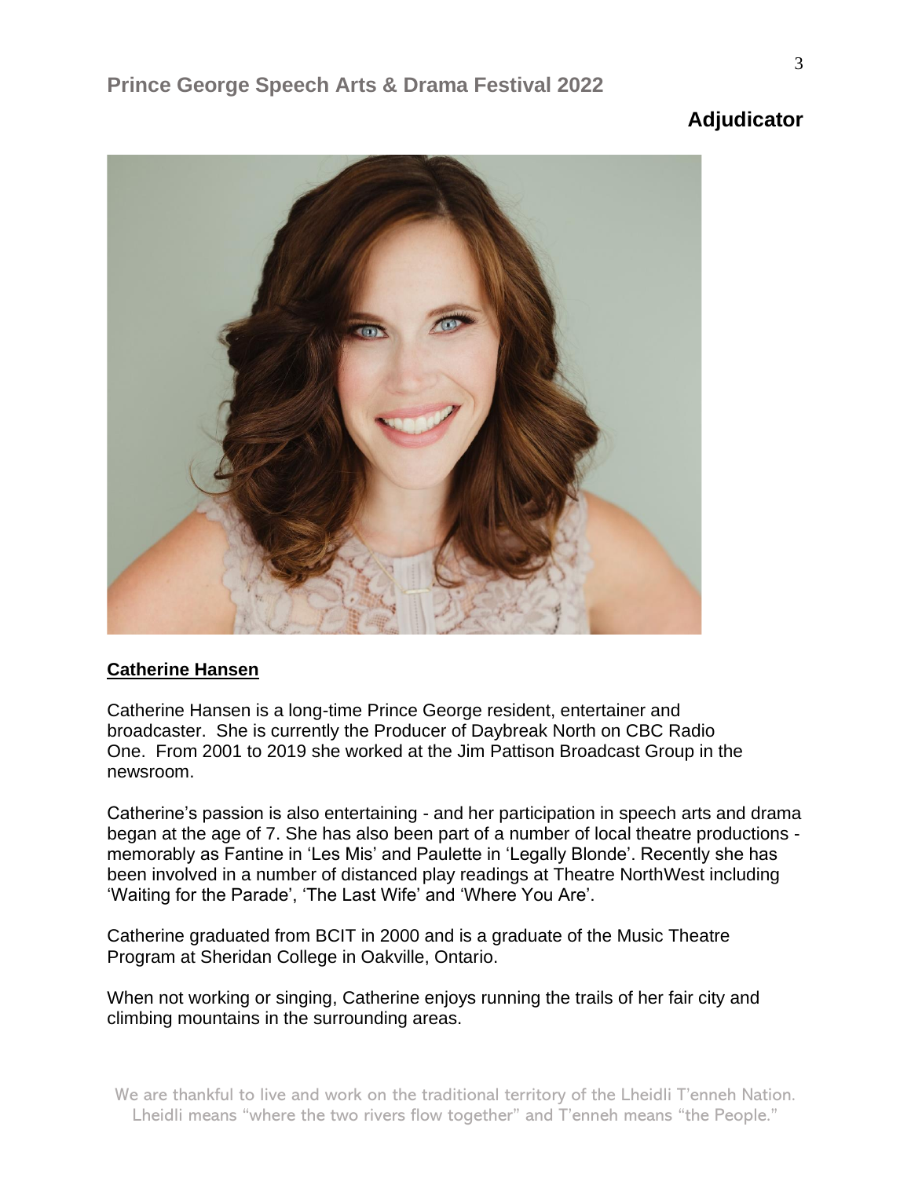## Adjudicator

**Catherine Hansen**

Catherine Hansen is a long-time Prince George resident, entertainer and broadcaster. She is currently the Producer of Daybreak North on CBC Radio One. From 2001 to 2019 she worked at the Jim Pattison Broadcast Group in the newsroom.

Catherine's passion is also entertaining - and her participation in speech arts and drama began at the age of 7. She has also been part of a number of local theatre productions - memorably as Fantine in 'Les Mis' and Paulette in 'Legally Blonde'. Recently she has been involved in a number of distanced play readings at Theatre NorthWest including 'Waiting for the Parade', 'The Last Wife' and 'Where You Are'.

Catherine graduated from BCIT in 2000 and is a graduate of the Music Theatre Program at Sheridan College in Oakville, Ontario.

When not working or singing, Catherine enjoys running the trails of her fair city and climbing mountains in the surrounding areas.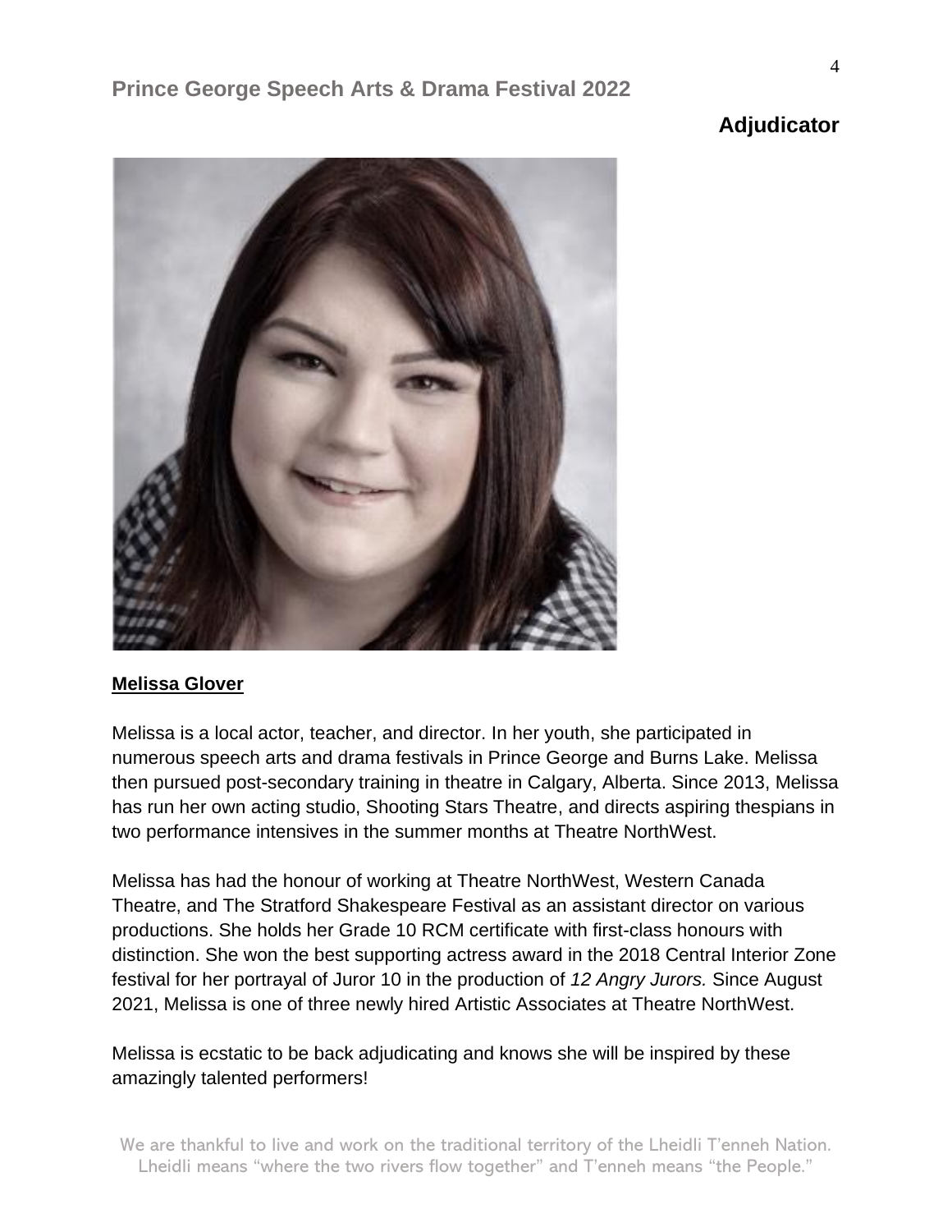## Adjudicator

**Melissa Glover**

Melissa is a local actor, teacher, and director. In her youth, she participated in numerous speech arts and drama festivals in Prince George and Burns Lake. Melissa then pursued post-secondary training in theatre in Calgary, Alberta. Since 2013, Melissa has run her own acting studio, Shooting Stars Theatre, and directs aspiring thespians in two performance intensives in the summer months at Theatre NorthWest.

Melissa has had the honour of working at Theatre NorthWest, Western Canada Theatre, and The Stratford Shakespeare Festival as an assistant director on various productions. She holds her Grade 10 RCM certificate with first-class honours with distinction. She won the best supporting actress award in the 2018 Central Interior Zone festival for her portrayal of Juror 10 in the production of *12 Angry Jurors.* Since August 2021, Melissa is one of three newly hired Artistic Associates at Theatre NorthWest.

Melissa is ecstatic to be back adjudicating and knows she will be inspired by these amazingly talented performers!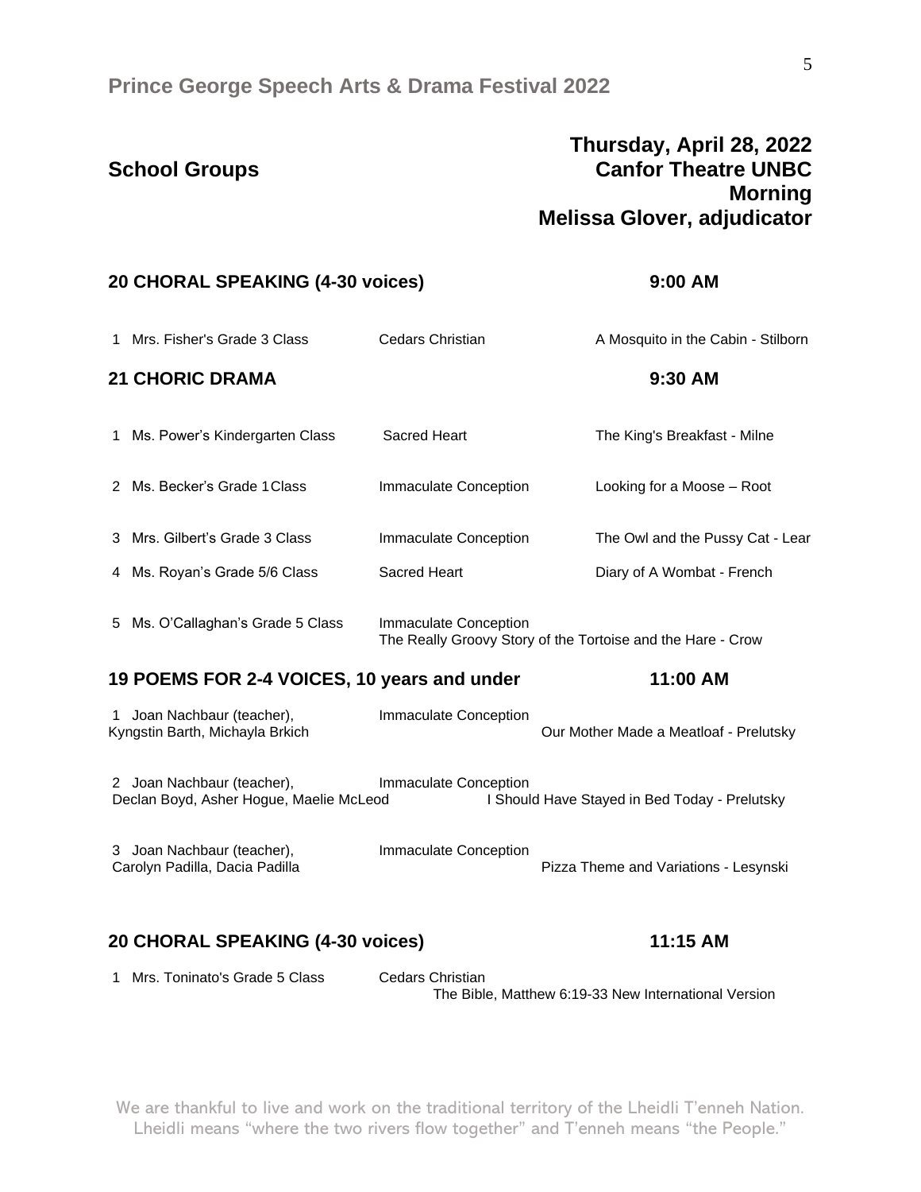## School Groups

**Thursday, April 28, 2022**
**Canfor Theatre UNBC**
**Morning**
**Melissa Glover, adjudicator**

### 20 CHORAL SPEAKING (4-30 voices) — 9:00 AM

| # | Performer | School | Selection |
|---|---|---|---|
| 1 | Mrs. Fisher's Grade 3 Class | Cedars Christian | A Mosquito in the Cabin - Stilborn |

### 21 CHORIC DRAMA — 9:30 AM

| # | Performer | School | Selection |
|---|---|---|---|
| 1 | Ms. Power's Kindergarten Class | Sacred Heart | The King's Breakfast - Milne |
| 2 | Ms. Becker's Grade 1 Class | Immaculate Conception | Looking for a Moose – Root |
| 3 | Mrs. Gilbert's Grade 3 Class | Immaculate Conception | The Owl and the Pussy Cat - Lear |
| 4 | Ms. Royan's Grade 5/6 Class | Sacred Heart | Diary of A Wombat - French |
| 5 | Ms. O'Callaghan's Grade 5 Class | Immaculate Conception | The Really Groovy Story of the Tortoise and the Hare - Crow |

### 19 POEMS FOR 2-4 VOICES, 10 years and under — 11:00 AM

| # | Performer | School | Selection |
|---|---|---|---|
| 1 | Joan Nachbaur (teacher), Kyngstin Barth, Michayla Brkich | Immaculate Conception | Our Mother Made a Meatloaf - Prelutsky |
| 2 | Joan Nachbaur (teacher), Declan Boyd, Asher Hogue, Maelie McLeod | Immaculate Conception | I Should Have Stayed in Bed Today - Prelutsky |
| 3 | Joan Nachbaur (teacher), Carolyn Padilla, Dacia Padilla | Immaculate Conception | Pizza Theme and Variations - Lesynski |

### 20 CHORAL SPEAKING (4-30 voices) — 11:15 AM

| # | Performer | School | Selection |
|---|---|---|---|
| 1 | Mrs. Toninato's Grade 5 Class | Cedars Christian | The Bible, Matthew 6:19-33 New International Version |

We are thankful to live and work on the traditional territory of the Lheidli T'enneh Nation. Lheidli means "where the two rivers flow together" and T'enneh means "the People."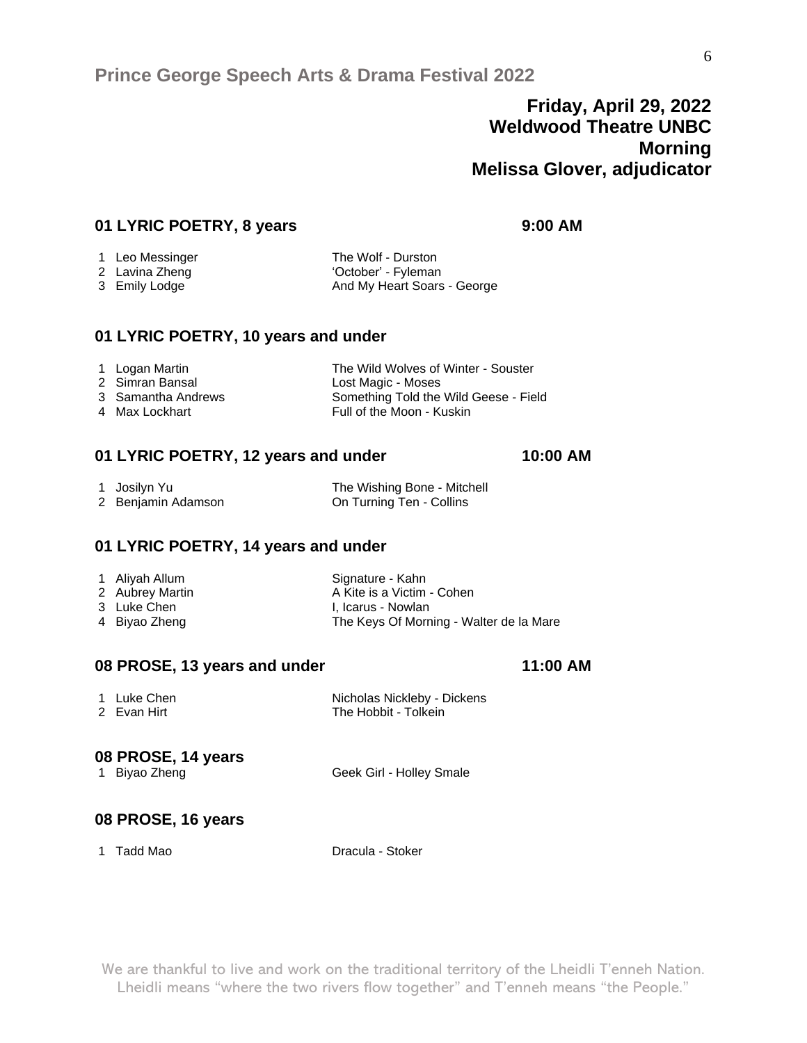# Prince George Speech Arts & Drama Festival 2022

**Friday, April 29, 2022**
**Weldwood Theatre UNBC**
**Morning**
**Melissa Glover, adjudicator**

## 01 LYRIC POETRY, 8 years — 9:00 AM

| # | Name | Selection |
|---|---|---|
| 1 | Leo Messinger | The Wolf - Durston |
| 2 | Lavina Zheng | 'October' - Fyleman |
| 3 | Emily Lodge | And My Heart Soars - George |

## 01 LYRIC POETRY, 10 years and under

| # | Name | Selection |
|---|---|---|
| 1 | Logan Martin | The Wild Wolves of Winter - Souster |
| 2 | Simran Bansal | Lost Magic - Moses |
| 3 | Samantha Andrews | Something Told the Wild Geese - Field |
| 4 | Max Lockhart | Full of the Moon - Kuskin |

## 01 LYRIC POETRY, 12 years and under — 10:00 AM

| # | Name | Selection |
|---|---|---|
| 1 | Josilyn Yu | The Wishing Bone - Mitchell |
| 2 | Benjamin Adamson | On Turning Ten - Collins |

## 01 LYRIC POETRY, 14 years and under

| # | Name | Selection |
|---|---|---|
| 1 | Aliyah Allum | Signature - Kahn |
| 2 | Aubrey Martin | A Kite is a Victim - Cohen |
| 3 | Luke Chen | I, Icarus - Nowlan |
| 4 | Biyao Zheng | The Keys Of Morning - Walter de la Mare |

## 08 PROSE, 13 years and under — 11:00 AM

| # | Name | Selection |
|---|---|---|
| 1 | Luke Chen | Nicholas Nickleby - Dickens |
| 2 | Evan Hirt | The Hobbit - Tolkein |

## 08 PROSE, 14 years

| # | Name | Selection |
|---|---|---|
| 1 | Biyao Zheng | Geek Girl - Holley Smale |

## 08 PROSE, 16 years

| # | Name | Selection |
|---|---|---|
| 1 | Tadd Mao | Dracula - Stoker |

We are thankful to live and work on the traditional territory of the Lheidli T'enneh Nation. Lheidli means "where the two rivers flow together" and T'enneh means "the People."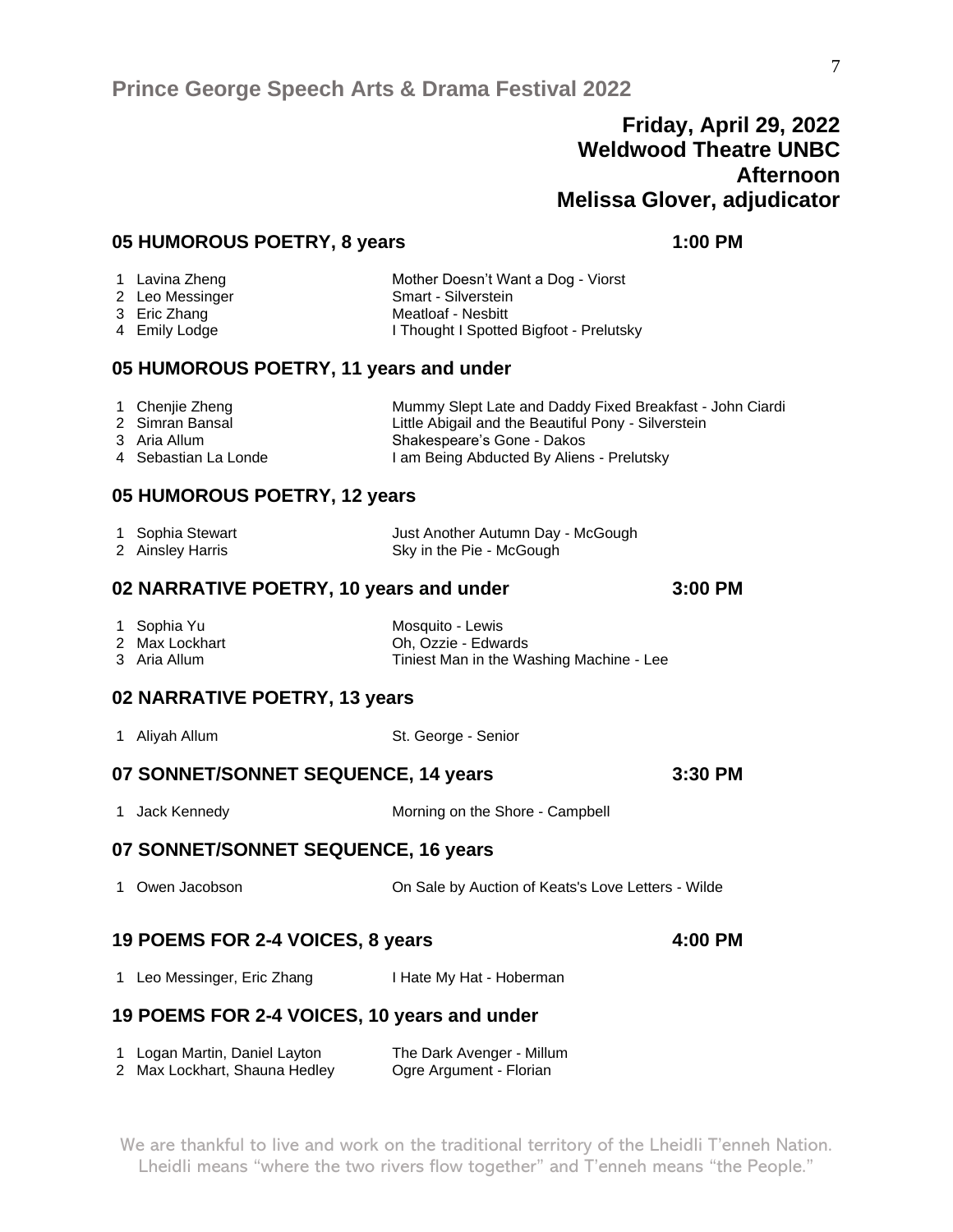**Friday, April 29, 2022**
**Weldwood Theatre UNBC**
**Afternoon**
**Melissa Glover, adjudicator**

### 05 HUMOROUS POETRY, 8 years — 1:00 PM

1 Lavina Zheng — Mother Doesn't Want a Dog - Viorst
2 Leo Messinger — Smart - Silverstein
3 Eric Zhang — Meatloaf - Nesbitt
4 Emily Lodge — I Thought I Spotted Bigfoot - Prelutsky

### 05 HUMOROUS POETRY, 11 years and under

1 Chenjie Zheng — Mummy Slept Late and Daddy Fixed Breakfast - John Ciardi
2 Simran Bansal — Little Abigail and the Beautiful Pony - Silverstein
3 Aria Allum — Shakespeare's Gone - Dakos
4 Sebastian La Londe — I am Being Abducted By Aliens - Prelutsky

### 05 HUMOROUS POETRY, 12 years

1 Sophia Stewart — Just Another Autumn Day - McGough
2 Ainsley Harris — Sky in the Pie - McGough

### 02 NARRATIVE POETRY, 10 years and under — 3:00 PM

1 Sophia Yu — Mosquito - Lewis
2 Max Lockhart — Oh, Ozzie - Edwards
3 Aria Allum — Tiniest Man in the Washing Machine - Lee

### 02 NARRATIVE POETRY, 13 years

1 Aliyah Allum — St. George - Senior

### 07 SONNET/SONNET SEQUENCE, 14 years — 3:30 PM

1 Jack Kennedy — Morning on the Shore - Campbell

### 07 SONNET/SONNET SEQUENCE, 16 years

1 Owen Jacobson — On Sale by Auction of Keats's Love Letters - Wilde

### 19 POEMS FOR 2-4 VOICES, 8 years — 4:00 PM

1 Leo Messinger, Eric Zhang — I Hate My Hat - Hoberman

### 19 POEMS FOR 2-4 VOICES, 10 years and under

1 Logan Martin, Daniel Layton — The Dark Avenger - Millum
2 Max Lockhart, Shauna Hedley — Ogre Argument - Florian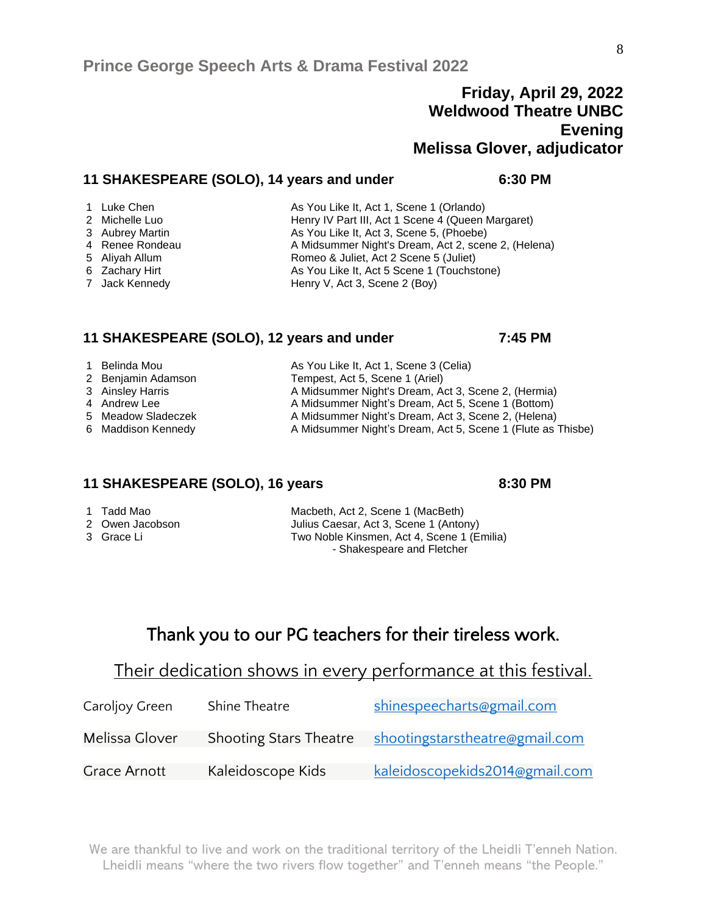Prince George Speech Arts & Drama Festival 2022

**Friday, April 29, 2022**
**Weldwood Theatre UNBC**
**Evening**
**Melissa Glover, adjudicator**

## 11 SHAKESPEARE (SOLO), 14 years and under — 6:30 PM

1. Luke Chen — As You Like It, Act 1, Scene 1 (Orlando)
2. Michelle Luo — Henry IV Part III, Act 1 Scene 4 (Queen Margaret)
3. Aubrey Martin — As You Like It, Act 3, Scene 5, (Phoebe)
4. Renee Rondeau — A Midsummer Night's Dream, Act 2, scene 2, (Helena)
5. Aliyah Allum — Romeo & Juliet, Act 2 Scene 5 (Juliet)
6. Zachary Hirt — As You Like It, Act 5 Scene 1 (Touchstone)
7. Jack Kennedy — Henry V, Act 3, Scene 2 (Boy)

## 11 SHAKESPEARE (SOLO), 12 years and under — 7:45 PM

1. Belinda Mou — As You Like It, Act 1, Scene 3 (Celia)
2. Benjamin Adamson — Tempest, Act 5, Scene 1 (Ariel)
3. Ainsley Harris — A Midsummer Night's Dream, Act 3, Scene 2, (Hermia)
4. Andrew Lee — A Midsummer Night's Dream, Act 5, Scene 1 (Bottom)
5. Meadow Sladeczek — A Midsummer Night's Dream, Act 3, Scene 2, (Helena)
6. Maddison Kennedy — A Midsummer Night's Dream, Act 5, Scene 1 (Flute as Thisbe)

## 11 SHAKESPEARE (SOLO), 16 years — 8:30 PM

1. Tadd Mao — Macbeth, Act 2, Scene 1 (MacBeth)
2. Owen Jacobson — Julius Caesar, Act 3, Scene 1 (Antony)
3. Grace Li — Two Noble Kinsmen, Act 4, Scene 1 (Emilia) - Shakespeare and Fletcher

## Thank you to our PG teachers for their tireless work.

Their dedication shows in every performance at this festival.

| | | |
|---|---|---|
| Caroljoy Green | Shine Theatre | shinespeecharts@gmail.com |
| Melissa Glover | Shooting Stars Theatre | shootingstarstheatre@gmail.com |
| Grace Arnott | Kaleidoscope Kids | kaleidoscopekids2014@gmail.com |

We are thankful to live and work on the traditional territory of the Lheidli T'enneh Nation. Lheidli means "where the two rivers flow together" and T'enneh means "the People."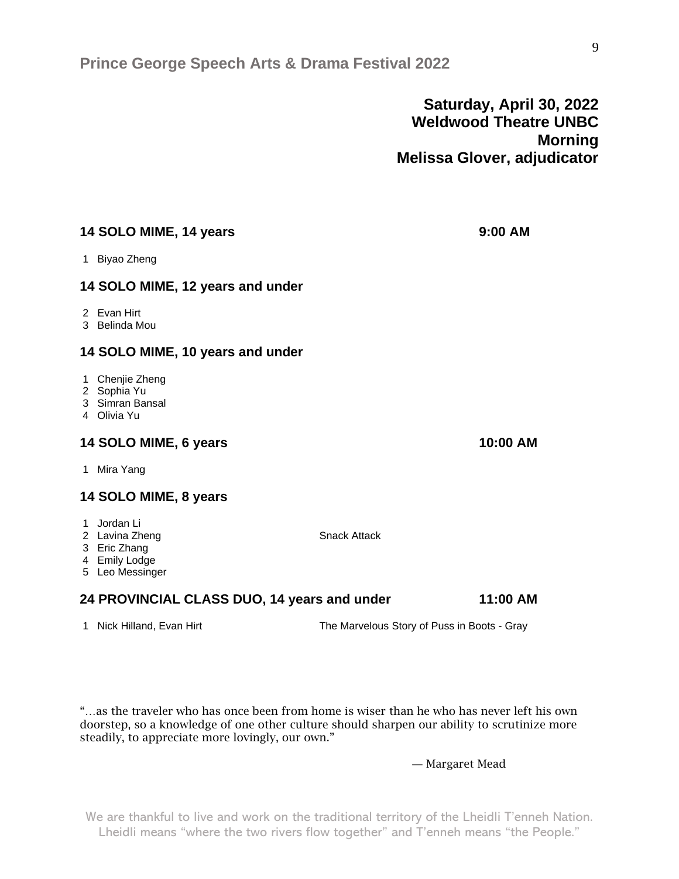**Saturday, April 30, 2022**
**Weldwood Theatre UNBC**
**Morning**
**Melissa Glover, adjudicator**

### 14 SOLO MIME, 14 years — 9:00 AM

1 Biyao Zheng

### 14 SOLO MIME, 12 years and under

2 Evan Hirt
3 Belinda Mou

### 14 SOLO MIME, 10 years and under

1 Chenjie Zheng
2 Sophia Yu
3 Simran Bansal
4 Olivia Yu

### 14 SOLO MIME, 6 years — 10:00 AM

1 Mira Yang

### 14 SOLO MIME, 8 years

1 Jordan Li
2 Lavina Zheng — Snack Attack
3 Eric Zhang
4 Emily Lodge
5 Leo Messinger

### 24 PROVINCIAL CLASS DUO, 14 years and under — 11:00 AM

1 Nick Hilland, Evan Hirt — The Marvelous Story of Puss in Boots - Gray

"…as the traveler who has once been from home is wiser than he who has never left his own doorstep, so a knowledge of one other culture should sharpen our ability to scrutinize more steadily, to appreciate more lovingly, our own."

— Margaret Mead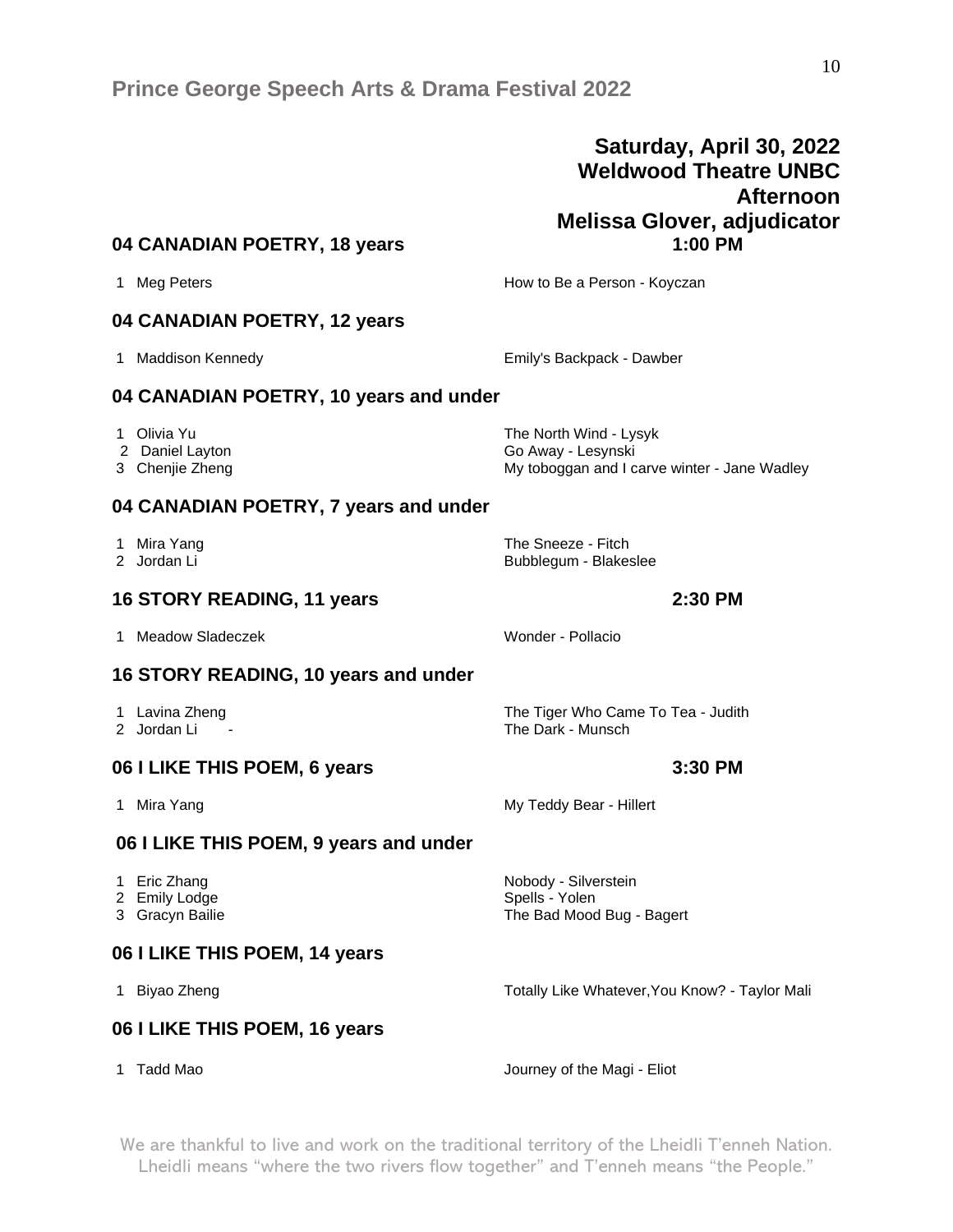**Saturday, April 30, 2022**
**Weldwood Theatre UNBC**
**Afternoon**
**Melissa Glover, adjudicator**

### 04 CANADIAN POETRY, 18 years — 1:00 PM

1 Meg Peters — How to Be a Person - Koyczan

### 04 CANADIAN POETRY, 12 years

1 Maddison Kennedy — Emily's Backpack - Dawber

### 04 CANADIAN POETRY, 10 years and under

1 Olivia Yu — The North Wind - Lysyk
2 Daniel Layton — Go Away - Lesynski
3 Chenjie Zheng — My toboggan and I carve winter - Jane Wadley

### 04 CANADIAN POETRY, 7 years and under

1 Mira Yang — The Sneeze - Fitch
2 Jordan Li — Bubblegum - Blakeslee

### 16 STORY READING, 11 years — 2:30 PM

1 Meadow Sladeczek — Wonder - Pollacio

### 16 STORY READING, 10 years and under

1 Lavina Zheng — The Tiger Who Came To Tea - Judith
2 Jordan Li - — The Dark - Munsch

### 06 I LIKE THIS POEM, 6 years — 3:30 PM

1 Mira Yang — My Teddy Bear - Hillert

### 06 I LIKE THIS POEM, 9 years and under

1 Eric Zhang — Nobody - Silverstein
2 Emily Lodge — Spells - Yolen
3 Gracyn Bailie — The Bad Mood Bug - Bagert

### 06 I LIKE THIS POEM, 14 years

1 Biyao Zheng — Totally Like Whatever,You Know? - Taylor Mali

### 06 I LIKE THIS POEM, 16 years

1 Tadd Mao — Journey of the Magi - Eliot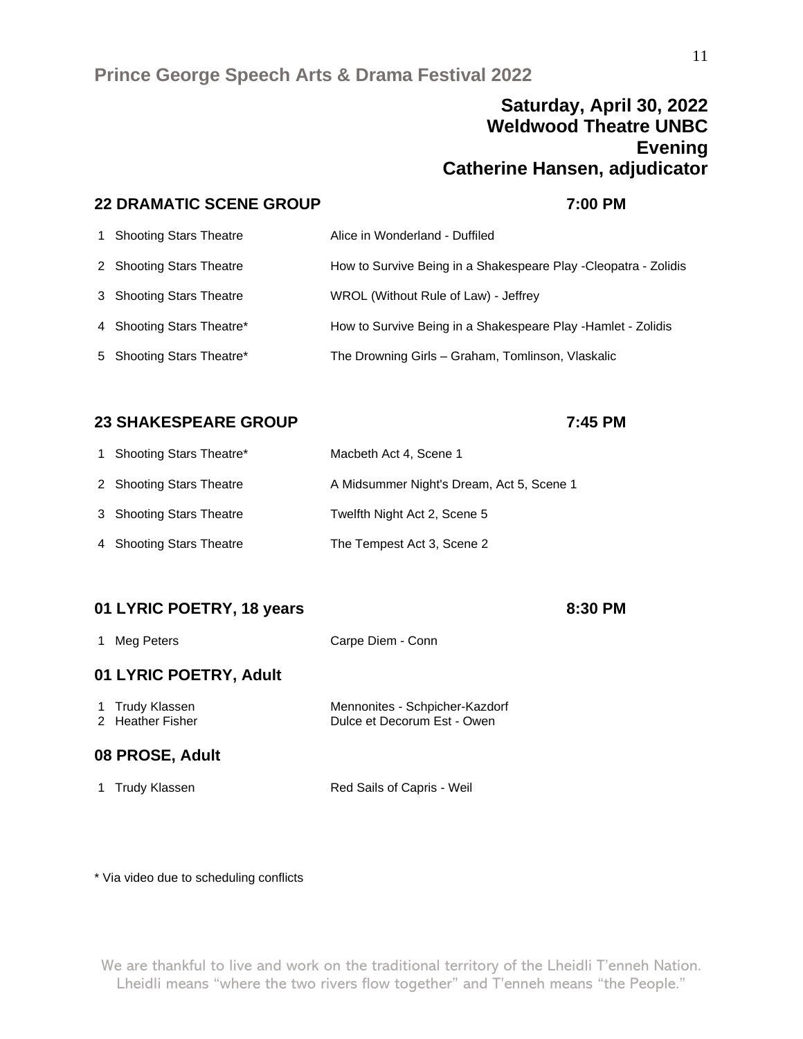## Saturday, April 30, 2022
## Weldwood Theatre UNBC
## Evening
## Catherine Hansen, adjudicator

### 22 DRAMATIC SCENE GROUP — 7:00 PM

| | | |
|---|---|---|
| 1 | Shooting Stars Theatre | Alice in Wonderland - Duffiled |
| 2 | Shooting Stars Theatre | How to Survive Being in a Shakespeare Play -Cleopatra - Zolidis |
| 3 | Shooting Stars Theatre | WROL (Without Rule of Law) - Jeffrey |
| 4 | Shooting Stars Theatre* | How to Survive Being in a Shakespeare Play -Hamlet - Zolidis |
| 5 | Shooting Stars Theatre* | The Drowning Girls – Graham, Tomlinson, Vlaskalic |

### 23 SHAKESPEARE GROUP — 7:45 PM

| | | |
|---|---|---|
| 1 | Shooting Stars Theatre* | Macbeth Act 4, Scene 1 |
| 2 | Shooting Stars Theatre | A Midsummer Night's Dream, Act 5, Scene 1 |
| 3 | Shooting Stars Theatre | Twelfth Night Act 2, Scene 5 |
| 4 | Shooting Stars Theatre | The Tempest Act 3, Scene 2 |

### 01 LYRIC POETRY, 18 years — 8:30 PM

| | | |
|---|---|---|
| 1 | Meg Peters | Carpe Diem - Conn |

### 01 LYRIC POETRY, Adult

| | | |
|---|---|---|
| 1 | Trudy Klassen | Mennonites - Schpicher-Kazdorf |
| 2 | Heather Fisher | Dulce et Decorum Est - Owen |

### 08 PROSE, Adult

| | | |
|---|---|---|
| 1 | Trudy Klassen | Red Sails of Capris - Weil |

* Via video due to scheduling conflicts

We are thankful to live and work on the traditional territory of the Lheidli T'enneh Nation. Lheidli means "where the two rivers flow together" and T'enneh means "the People."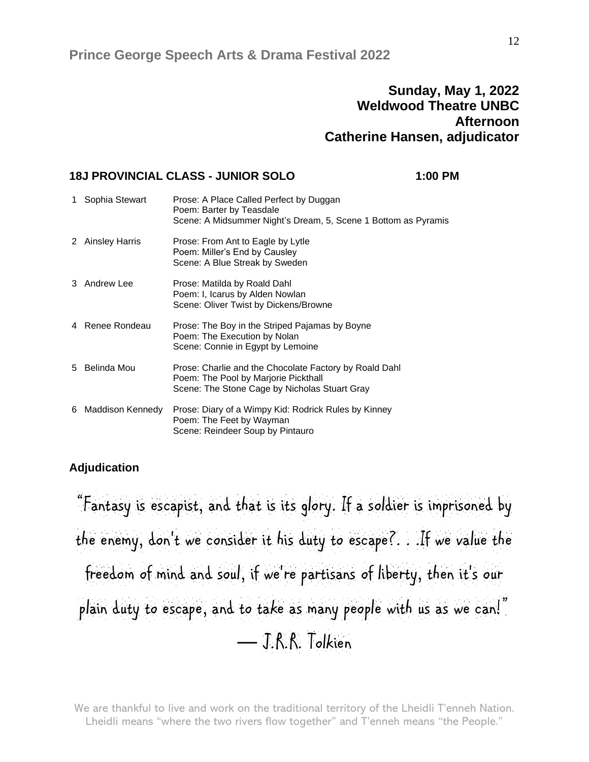**Sunday, May 1, 2022**
**Weldwood Theatre UNBC**
**Afternoon**
**Catherine Hansen, adjudicator**

### 18J PROVINCIAL CLASS - JUNIOR SOLO — 1:00 PM

| | Name | Selections |
|---|---|---|
| 1 | Sophia Stewart | Prose: A Place Called Perfect by Duggan<br>Poem: Barter by Teasdale<br>Scene: A Midsummer Night's Dream, 5, Scene 1 Bottom as Pyramis |
| 2 | Ainsley Harris | Prose: From Ant to Eagle by Lytle<br>Poem: Miller's End by Causley<br>Scene: A Blue Streak by Sweden |
| 3 | Andrew Lee | Prose: Matilda by Roald Dahl<br>Poem: I, Icarus by Alden Nowlan<br>Scene: Oliver Twist by Dickens/Browne |
| 4 | Renee Rondeau | Prose: The Boy in the Striped Pajamas by Boyne<br>Poem: The Execution by Nolan<br>Scene: Connie in Egypt by Lemoine |
| 5 | Belinda Mou | Prose: Charlie and the Chocolate Factory by Roald Dahl<br>Poem: The Pool by Marjorie Pickthall<br>Scene: The Stone Cage by Nicholas Stuart Gray |
| 6 | Maddison Kennedy | Prose: Diary of a Wimpy Kid: Rodrick Rules by Kinney<br>Poem: The Feet by Wayman<br>Scene: Reindeer Soup by Pintauro |

### Adjudication

"Fantasy is escapist, and that is its glory. If a soldier is imprisoned by the enemy, don't we consider it his duty to escape?. . .If we value the freedom of mind and soul, if we're partisans of liberty, then it's our plain duty to escape, and to take as many people with us as we can!"

— J.R.R. Tolkien

We are thankful to live and work on the traditional territory of the Lheidli T'enneh Nation. Lheidli means "where the two rivers flow together" and T'enneh means "the People."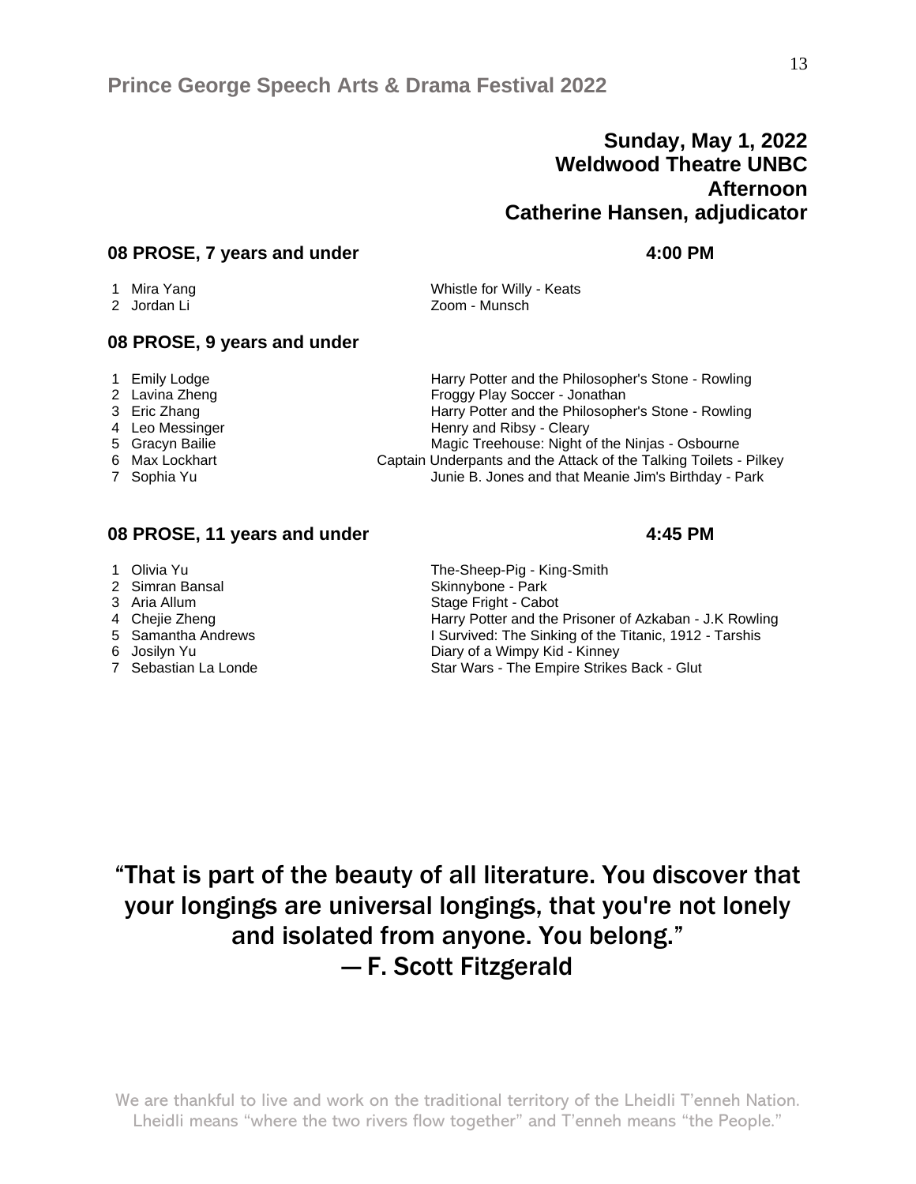**Sunday, May 1, 2022**
**Weldwood Theatre UNBC**
**Afternoon**
**Catherine Hansen, adjudicator**

### 08 PROSE, 7 years and under — 4:00 PM

| # | Name | Selection |
|---|---|---|
| 1 | Mira Yang | Whistle for Willy - Keats |
| 2 | Jordan Li | Zoom - Munsch |

### 08 PROSE, 9 years and under

| # | Name | Selection |
|---|---|---|
| 1 | Emily Lodge | Harry Potter and the Philosopher's Stone - Rowling |
| 2 | Lavina Zheng | Froggy Play Soccer - Jonathan |
| 3 | Eric Zhang | Harry Potter and the Philosopher's Stone - Rowling |
| 4 | Leo Messinger | Henry and Ribsy - Cleary |
| 5 | Gracyn Bailie | Magic Treehouse: Night of the Ninjas - Osbourne |
| 6 | Max Lockhart | Captain Underpants and the Attack of the Talking Toilets - Pilkey |
| 7 | Sophia Yu | Junie B. Jones and that Meanie Jim's Birthday - Park |

### 08 PROSE, 11 years and under — 4:45 PM

| # | Name | Selection |
|---|---|---|
| 1 | Olivia Yu | The-Sheep-Pig - King-Smith |
| 2 | Simran Bansal | Skinnybone - Park |
| 3 | Aria Allum | Stage Fright - Cabot |
| 4 | Chejie Zheng | Harry Potter and the Prisoner of Azkaban - J.K Rowling |
| 5 | Samantha Andrews | I Survived: The Sinking of the Titanic, 1912 - Tarshis |
| 6 | Josilyn Yu | Diary of a Wimpy Kid - Kinney |
| 7 | Sebastian La Londe | Star Wars - The Empire Strikes Back - Glut |

“That is part of the beauty of all literature. You discover that your longings are universal longings, that you're not lonely and isolated from anyone. You belong.”
— F. Scott Fitzgerald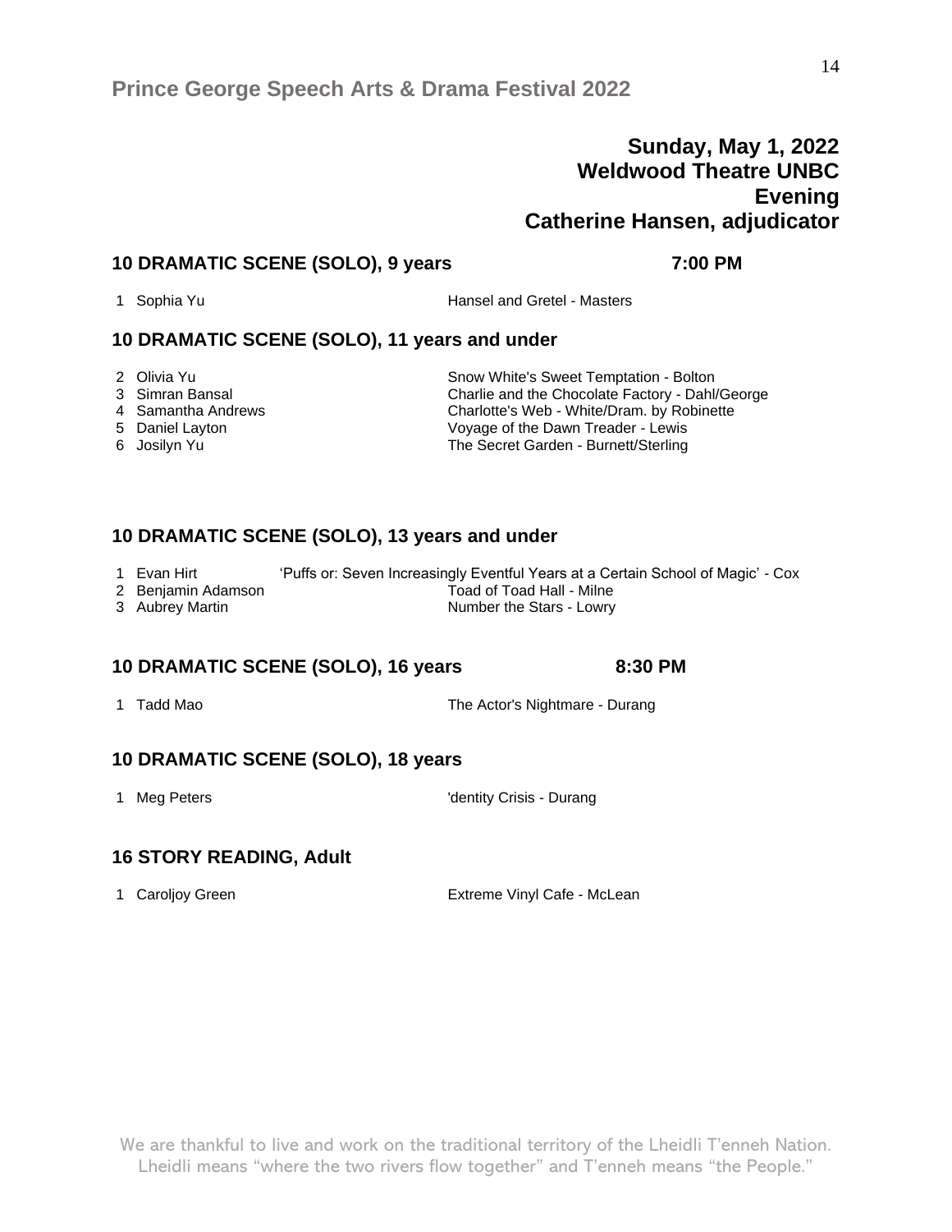## Sunday, May 1, 2022
## Weldwood Theatre UNBC
## Evening
## Catherine Hansen, adjudicator

### 10 DRAMATIC SCENE (SOLO), 9 years — 7:00 PM

| | | |
|---|---|---|
| 1 | Sophia Yu | Hansel and Gretel - Masters |

### 10 DRAMATIC SCENE (SOLO), 11 years and under

| | | |
|---|---|---|
| 2 | Olivia Yu | Snow White's Sweet Temptation - Bolton |
| 3 | Simran Bansal | Charlie and the Chocolate Factory - Dahl/George |
| 4 | Samantha Andrews | Charlotte's Web - White/Dram. by Robinette |
| 5 | Daniel Layton | Voyage of the Dawn Treader - Lewis |
| 6 | Josilyn Yu | The Secret Garden - Burnett/Sterling |

### 10 DRAMATIC SCENE (SOLO), 13 years and under

| | | |
|---|---|---|
| 1 | Evan Hirt | 'Puffs or: Seven Increasingly Eventful Years at a Certain School of Magic' - Cox |
| 2 | Benjamin Adamson | Toad of Toad Hall - Milne |
| 3 | Aubrey Martin | Number the Stars - Lowry |

### 10 DRAMATIC SCENE (SOLO), 16 years — 8:30 PM

| | | |
|---|---|---|
| 1 | Tadd Mao | The Actor's Nightmare - Durang |

### 10 DRAMATIC SCENE (SOLO), 18 years

| | | |
|---|---|---|
| 1 | Meg Peters | 'dentity Crisis - Durang |

### 16 STORY READING, Adult

| | | |
|---|---|---|
| 1 | Caroljoy Green | Extreme Vinyl Cafe - McLean |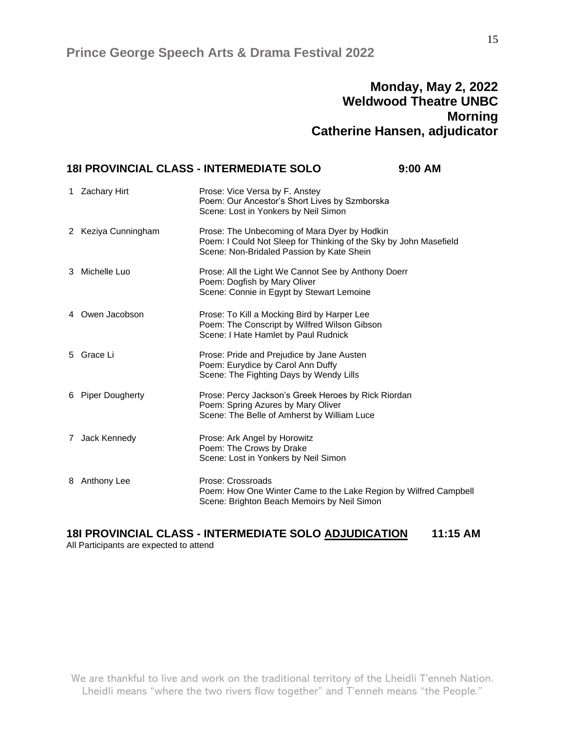## Monday, May 2, 2022
## Weldwood Theatre UNBC
## Morning
## Catherine Hansen, adjudicator

### 18I PROVINCIAL CLASS - INTERMEDIATE SOLO 9:00 AM

1. Zachary Hirt
   Prose: Vice Versa by F. Anstey
   Poem: Our Ancestor's Short Lives by Szmborska
   Scene: Lost in Yonkers by Neil Simon

2. Keziya Cunningham
   Prose: The Unbecoming of Mara Dyer by Hodkin
   Poem: I Could Not Sleep for Thinking of the Sky by John Masefield
   Scene: Non-Bridaled Passion by Kate Shein

3. Michelle Luo
   Prose: All the Light We Cannot See by Anthony Doerr
   Poem: Dogfish by Mary Oliver
   Scene: Connie in Egypt by Stewart Lemoine

4. Owen Jacobson
   Prose: To Kill a Mocking Bird by Harper Lee
   Poem: The Conscript by Wilfred Wilson Gibson
   Scene: I Hate Hamlet by Paul Rudnick

5. Grace Li
   Prose: Pride and Prejudice by Jane Austen
   Poem: Eurydice by Carol Ann Duffy
   Scene: The Fighting Days by Wendy Lills

6. Piper Dougherty
   Prose: Percy Jackson's Greek Heroes by Rick Riordan
   Poem: Spring Azures by Mary Oliver
   Scene: The Belle of Amherst by William Luce

7. Jack Kennedy
   Prose: Ark Angel by Horowitz
   Poem: The Crows by Drake
   Scene: Lost in Yonkers by Neil Simon

8. Anthony Lee
   Prose: Crossroads
   Poem: How One Winter Came to the Lake Region by Wilfred Campbell
   Scene: Brighton Beach Memoirs by Neil Simon

### 18I PROVINCIAL CLASS - INTERMEDIATE SOLO <u>ADJUDICATION</u> 11:15 AM

All Participants are expected to attend

We are thankful to live and work on the traditional territory of the Lheidli T'enneh Nation. Lheidli means "where the two rivers flow together" and T'enneh means "the People."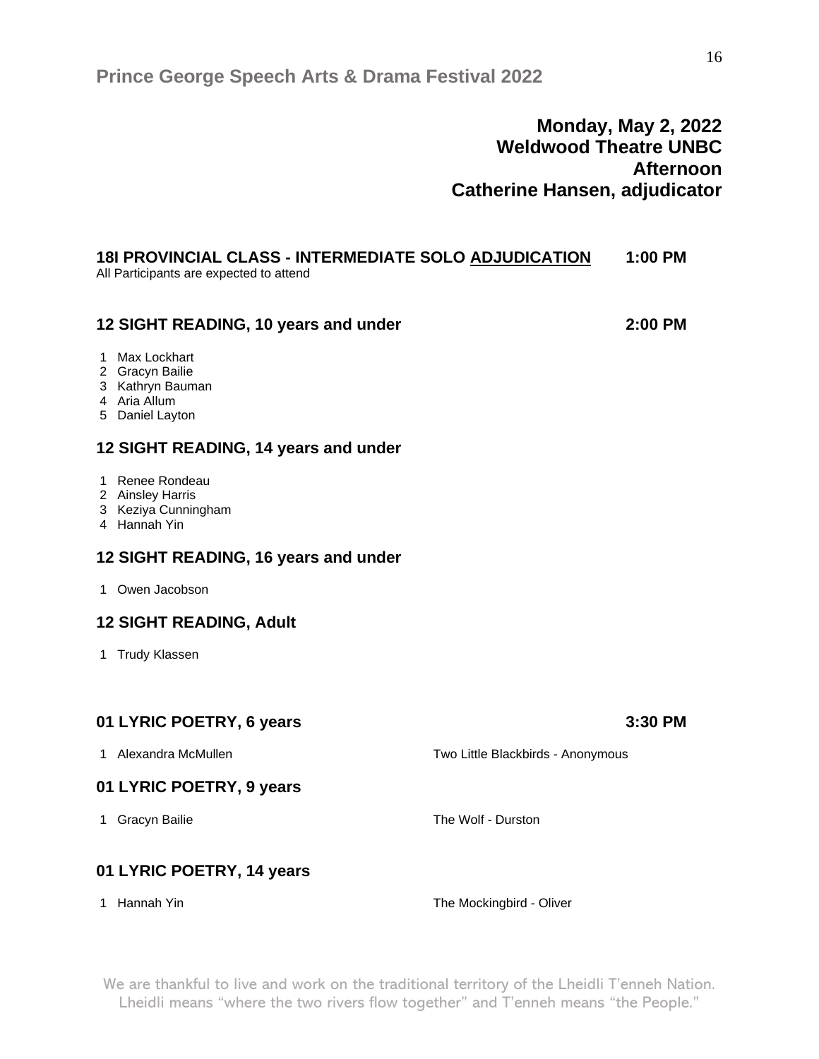**Monday, May 2, 2022**
**Weldwood Theatre UNBC**
**Afternoon**
**Catherine Hansen, adjudicator**

### 18I PROVINCIAL CLASS - INTERMEDIATE SOLO ADJUDICATION — 1:00 PM

All Participants are expected to attend

### 12 SIGHT READING, 10 years and under — 2:00 PM

1. Max Lockhart
2. Gracyn Bailie
3. Kathryn Bauman
4. Aria Allum
5. Daniel Layton

### 12 SIGHT READING, 14 years and under

1. Renee Rondeau
2. Ainsley Harris
3. Keziya Cunningham
4. Hannah Yin

### 12 SIGHT READING, 16 years and under

1. Owen Jacobson

### 12 SIGHT READING, Adult

1. Trudy Klassen

### 01 LYRIC POETRY, 6 years — 3:30 PM

1. Alexandra McMullen — Two Little Blackbirds - Anonymous

### 01 LYRIC POETRY, 9 years

1. Gracyn Bailie — The Wolf - Durston

### 01 LYRIC POETRY, 14 years

1. Hannah Yin — The Mockingbird - Oliver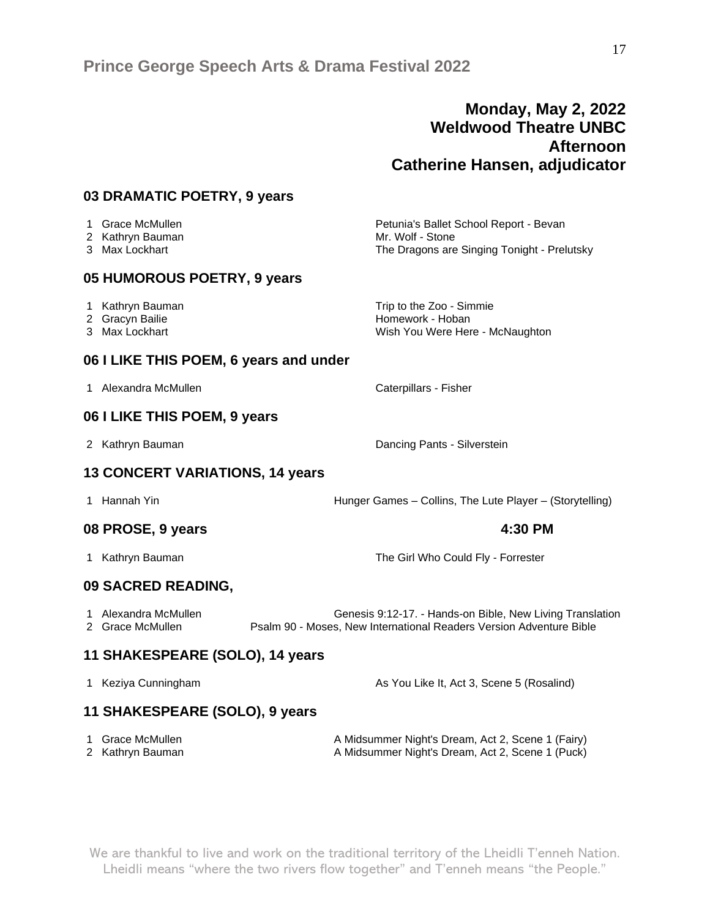# Monday, May 2, 2022
# Weldwood Theatre UNBC
# Afternoon
# Catherine Hansen, adjudicator

## 03 DRAMATIC POETRY, 9 years

1 Grace McMullen — Petunia's Ballet School Report - Bevan
2 Kathryn Bauman — Mr. Wolf - Stone
3 Max Lockhart — The Dragons are Singing Tonight - Prelutsky

## 05 HUMOROUS POETRY, 9 years

1 Kathryn Bauman — Trip to the Zoo - Simmie
2 Gracyn Bailie — Homework - Hoban
3 Max Lockhart — Wish You Were Here - McNaughton

## 06 I LIKE THIS POEM, 6 years and under

1 Alexandra McMullen — Caterpillars - Fisher

## 06 I LIKE THIS POEM, 9 years

2 Kathryn Bauman — Dancing Pants - Silverstein

## 13 CONCERT VARIATIONS, 14 years

1 Hannah Yin — Hunger Games – Collins, The Lute Player – (Storytelling)

## 08 PROSE, 9 years — 4:30 PM

1 Kathryn Bauman — The Girl Who Could Fly - Forrester

## 09 SACRED READING,

1 Alexandra McMullen — Genesis 9:12-17. - Hands-on Bible, New Living Translation
2 Grace McMullen — Psalm 90 - Moses, New International Readers Version Adventure Bible

## 11 SHAKESPEARE (SOLO), 14 years

1 Keziya Cunningham — As You Like It, Act 3, Scene 5 (Rosalind)

## 11 SHAKESPEARE (SOLO), 9 years

1 Grace McMullen — A Midsummer Night's Dream, Act 2, Scene 1 (Fairy)
2 Kathryn Bauman — A Midsummer Night's Dream, Act 2, Scene 1 (Puck)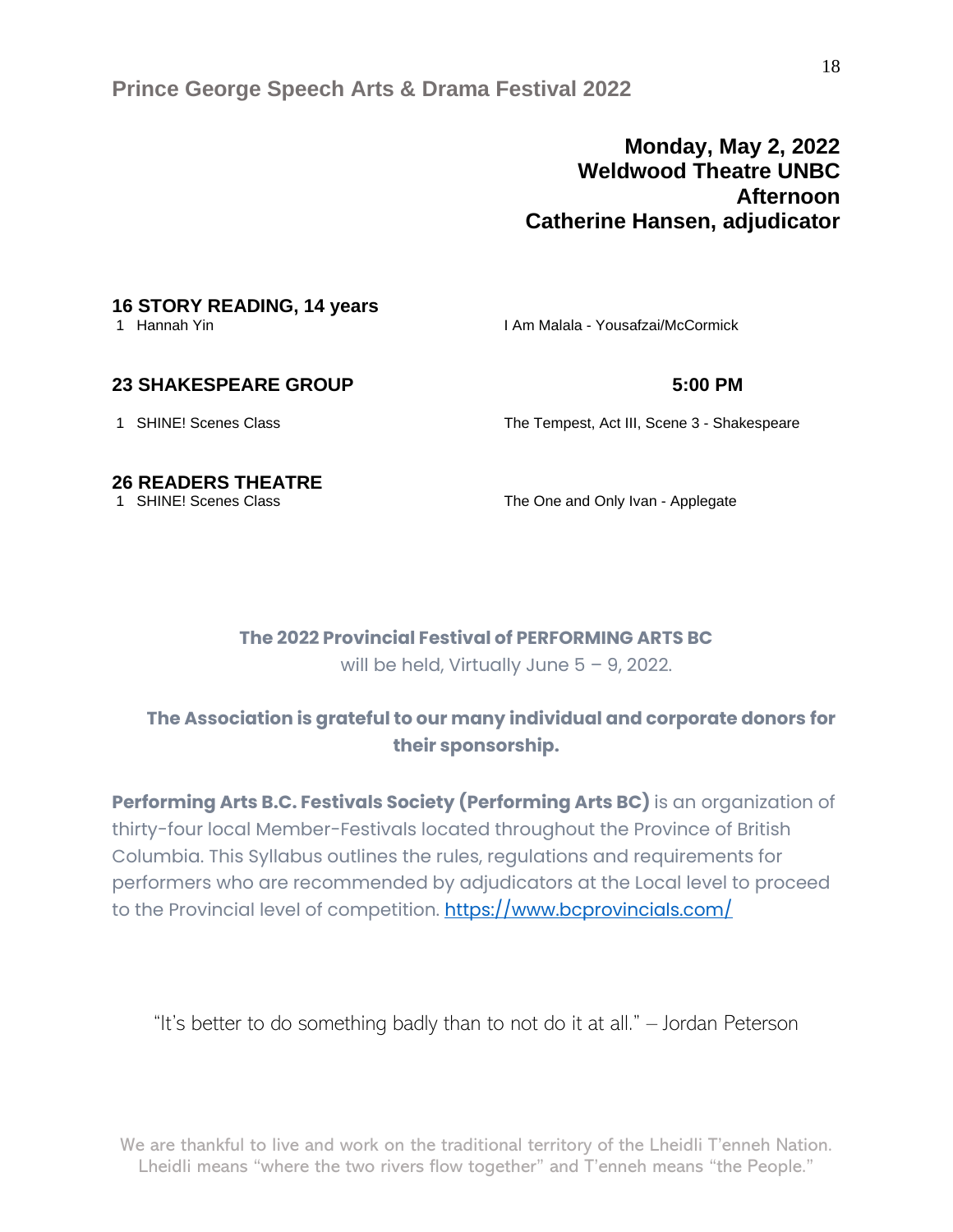### Monday, May 2, 2022
### Weldwood Theatre UNBC
### Afternoon
### Catherine Hansen, adjudicator

**16 STORY READING, 14 years**

1 Hannah Yin — I Am Malala - Yousafzai/McCormick

**23 SHAKESPEARE GROUP** — **5:00 PM**

1 SHINE! Scenes Class — The Tempest, Act III, Scene 3 - Shakespeare

**26 READERS THEATRE**

1 SHINE! Scenes Class — The One and Only Ivan - Applegate

**The 2022 Provincial Festival of PERFORMING ARTS BC**
will be held, Virtually June 5 – 9, 2022.

**The Association is grateful to our many individual and corporate donors for their sponsorship.**

**Performing Arts B.C. Festivals Society (Performing Arts BC)** is an organization of thirty-four local Member-Festivals located throughout the Province of British Columbia. This Syllabus outlines the rules, regulations and requirements for performers who are recommended by adjudicators at the Local level to proceed to the Provincial level of competition. [https://www.bcprovincials.com/](https://www.bcprovincials.com/)

"It's better to do something badly than to not do it at all." – Jordan Peterson

We are thankful to live and work on the traditional territory of the Lheidli T'enneh Nation. Lheidli means "where the two rivers flow together" and T'enneh means "the People."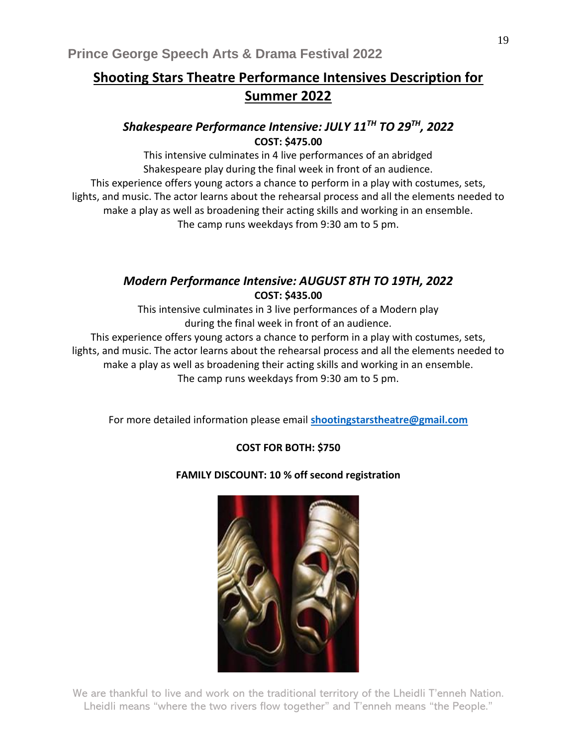## Shooting Stars Theatre Performance Intensives Description for Summer 2022

### *Shakespeare Performance Intensive: JULY 11TH TO 29TH, 2022*

**COST: $475.00**

This intensive culminates in 4 live performances of an abridged Shakespeare play during the final week in front of an audience.
This experience offers young actors a chance to perform in a play with costumes, sets, lights, and music. The actor learns about the rehearsal process and all the elements needed to make a play as well as broadening their acting skills and working in an ensemble.
The camp runs weekdays from 9:30 am to 5 pm.

### *Modern Performance Intensive: AUGUST 8TH TO 19TH, 2022*

**COST: $435.00**

This intensive culminates in 3 live performances of a Modern play during the final week in front of an audience.
This experience offers young actors a chance to perform in a play with costumes, sets, lights, and music. The actor learns about the rehearsal process and all the elements needed to make a play as well as broadening their acting skills and working in an ensemble.
The camp runs weekdays from 9:30 am to 5 pm.

For more detailed information please email **shootingstarstheatre@gmail.com**

**COST FOR BOTH: $750**

**FAMILY DISCOUNT: 10 % off second registration**

We are thankful to live and work on the traditional territory of the Lheidli T'enneh Nation. Lheidli means "where the two rivers flow together" and T'enneh means "the People."